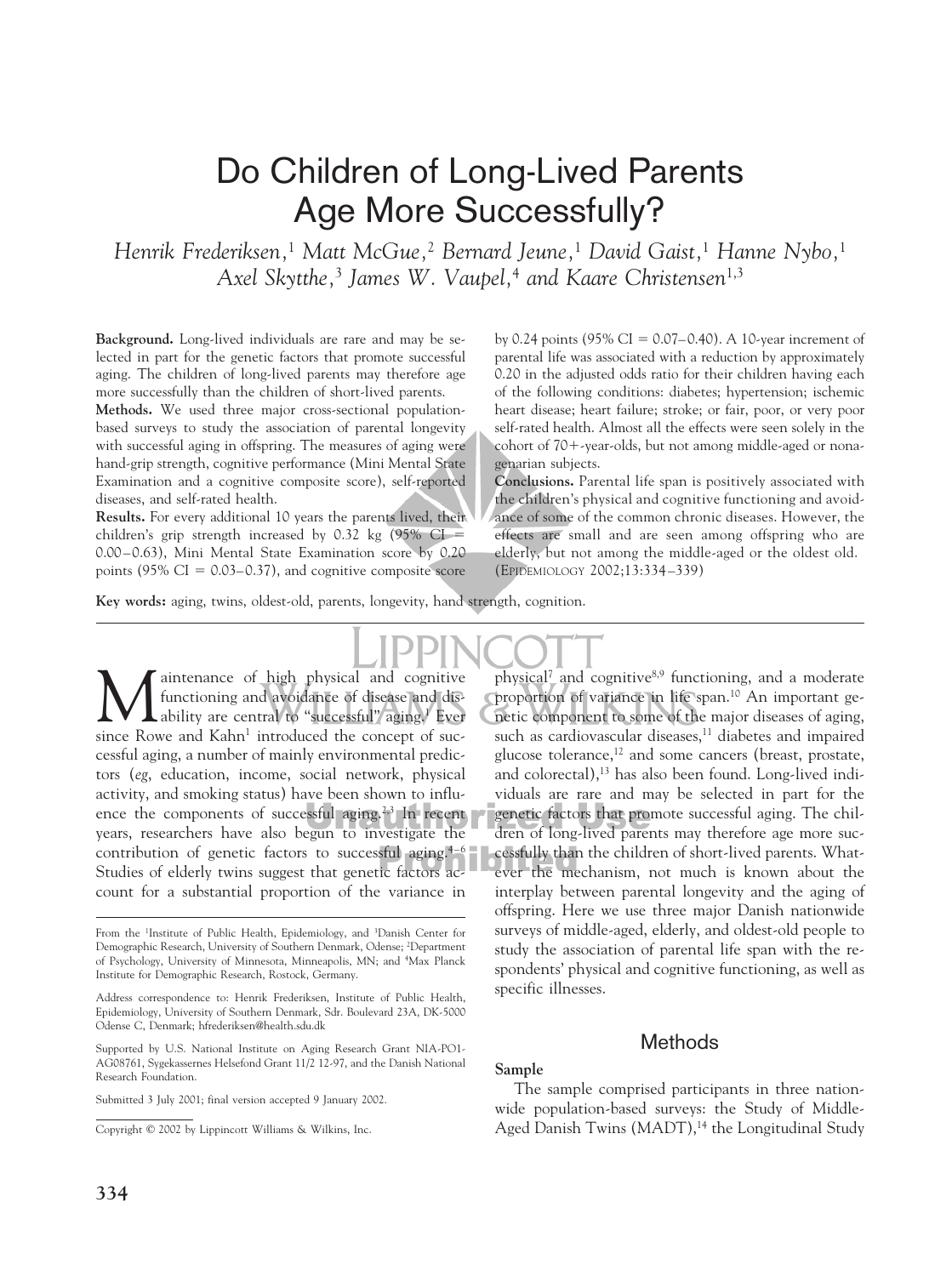# Do Children of Long-Lived Parents Age More Successfully?

*Henrik Frederiksen,[1] Matt McGue,[2] Bernard Jeune,[1] David Gaist,[1] Hanne Nybo,[1] Axel Skytthe,[3] James W. Vaupel,[4] and Kaare Christensen[1,3]*

**Background.** Long-lived individuals are rare and may be selected in part for the genetic factors that promote successful aging. The children of long-lived parents may therefore age more successfully than the children of short-lived parents.

**Methods.** We used three major cross-sectional population-based surveys to study the association of parental longevity with successful aging in offspring. The measures of aging were hand-grip strength, cognitive performance (Mini Mental State Examination and a cognitive composite score), self-reported diseases, and self-rated health.

**Results.** For every additional 10 years the parents lived, their children's grip strength increased by 0.32 kg (95% CI = 0.00–0.63), Mini Mental State Examination score by 0.20 points (95% CI = 0.03–0.37), and cognitive composite score by 0.24 points (95% CI = 0.07–0.40). A 10-year increment of parental life was associated with a reduction by approximately 0.20 in the adjusted odds ratio for their children having each of the following conditions: diabetes; hypertension; ischemic heart disease; heart failure; stroke; or fair, poor, or very poor self-rated health. Almost all the effects were seen solely in the cohort of 70+-year-olds, but not among middle-aged or nonagenarian subjects.

**Conclusions.** Parental life span is positively associated with the children's physical and cognitive functioning and avoidance of some of the common chronic diseases. However, the effects are small and are seen among offspring who are elderly, but not among the middle-aged or the oldest old. (EPIDEMIOLOGY 2002;13:334–339)

**Key words:** aging, twins, oldest-old, parents, longevity, hand strength, cognition.

Maintenance of high physical and cognitive functioning and avoidance of disease and disability are central to "successful" aging.[1] Ever since Rowe and Kahn[1] introduced the concept of successful aging, a number of mainly environmental predictors (*eg*, education, income, social network, physical activity, and smoking status) have been shown to influence the components of successful aging.[2,3] In recent years, researchers have also begun to investigate the contribution of genetic factors to successful aging.[4–6] Studies of elderly twins suggest that genetic factors account for a substantial proportion of the variance in physical[7] and cognitive[8,9] functioning, and a moderate proportion of variance in life span.[10] An important genetic component to some of the major diseases of aging, such as cardiovascular diseases,[11] diabetes and impaired glucose tolerance,[12] and some cancers (breast, prostate, and colorectal),[13] has also been found. Long-lived individuals are rare and may be selected in part for the genetic factors that promote successful aging. The children of long-lived parents may therefore age more successfully than the children of short-lived parents. Whatever the mechanism, not much is known about the interplay between parental longevity and the aging of offspring. Here we use three major Danish nationwide surveys of middle-aged, elderly, and oldest-old people to study the association of parental life span with the respondents' physical and cognitive functioning, as well as specific illnesses.

From the [1]Institute of Public Health, Epidemiology, and [3]Danish Center for Demographic Research, University of Southern Denmark, Odense; [2]Department of Psychology, University of Minnesota, Minneapolis, MN; and [4]Max Planck Institute for Demographic Research, Rostock, Germany.

Address correspondence to: Henrik Frederiksen, Institute of Public Health, Epidemiology, University of Southern Denmark, Sdr. Boulevard 23A, DK-5000 Odense C, Denmark; hfrederiksen@health.sdu.dk

Supported by U.S. National Institute on Aging Research Grant NIA-PO1-AG08761, Sygekassernes Helsefond Grant 11/2 12-97, and the Danish National Research Foundation.

Submitted 3 July 2001; final version accepted 9 January 2002.

Copyright © 2002 by Lippincott Williams & Wilkins, Inc.

## Methods

### Sample

The sample comprised participants in three nationwide population-based surveys: the Study of Middle-Aged Danish Twins (MADT),[14] the Longitudinal Study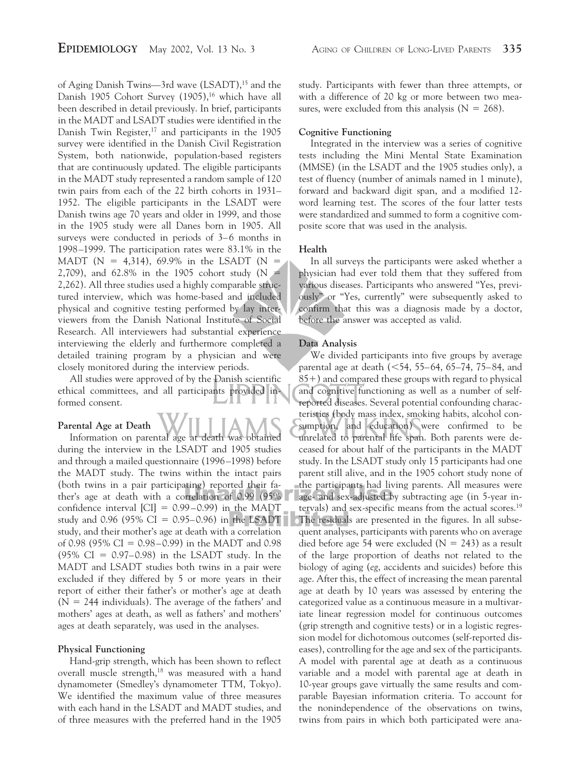of Aging Danish Twins—3rd wave (LSADT),[15] and the Danish 1905 Cohort Survey (1905),[16] which have all been described in detail previously. In brief, participants in the MADT and LSADT studies were identified in the Danish Twin Register,[17] and participants in the 1905 survey were identified in the Danish Civil Registration System, both nationwide, population-based registers that are continuously updated. The eligible participants in the MADT study represented a random sample of 120 twin pairs from each of the 22 birth cohorts in 1931–1952. The eligible participants in the LSADT were Danish twins age 70 years and older in 1999, and those in the 1905 study were all Danes born in 1905. All surveys were conducted in periods of 3–6 months in 1998–1999. The participation rates were 83.1% in the MADT (N = 4,314), 69.9% in the LSADT (N = 2,709), and 62.8% in the 1905 cohort study (N = 2,262). All three studies used a highly comparable structured interview, which was home-based and included physical and cognitive testing performed by lay interviewers from the Danish National Institute of Social Research. All interviewers had substantial experience interviewing the elderly and furthermore completed a detailed training program by a physician and were closely monitored during the interview periods.

All studies were approved of by the Danish scientific ethical committees, and all participants provided informed consent.

#### Parental Age at Death

Information on parental age at death was obtained during the interview in the LSADT and 1905 studies and through a mailed questionnaire (1996–1998) before the MADT study. The twins within the intact pairs (both twins in a pair participating) reported their father's age at death with a correlation of 0.99 (95% confidence interval [CI] = 0.99–0.99) in the MADT study and 0.96 (95% CI = 0.95–0.96) in the LSADT study, and their mother's age at death with a correlation of 0.98 (95% CI = 0.98–0.99) in the MADT and 0.98 (95% CI = 0.97–0.98) in the LSADT study. In the MADT and LSADT studies both twins in a pair were excluded if they differed by 5 or more years in their report of either their father's or mother's age at death (N = 244 individuals). The average of the fathers' and mothers' ages at death, as well as fathers' and mothers' ages at death separately, was used in the analyses.

#### Physical Functioning

Hand-grip strength, which has been shown to reflect overall muscle strength,[18] was measured with a hand dynamometer (Smedley's dynamometer TTM, Tokyo). We identified the maximum value of three measures with each hand in the LSADT and MADT studies, and of three measures with the preferred hand in the 1905 study. Participants with fewer than three attempts, or with a difference of 20 kg or more between two measures, were excluded from this analysis (N = 268).

#### Cognitive Functioning

Integrated in the interview was a series of cognitive tests including the Mini Mental State Examination (MMSE) (in the LSADT and the 1905 studies only), a test of fluency (number of animals named in 1 minute), forward and backward digit span, and a modified 12-word learning test. The scores of the four latter tests were standardized and summed to form a cognitive composite score that was used in the analysis.

#### Health

In all surveys the participants were asked whether a physician had ever told them that they suffered from various diseases. Participants who answered "Yes, previously" or "Yes, currently" were subsequently asked to confirm that this was a diagnosis made by a doctor, before the answer was accepted as valid.

#### Data Analysis

We divided participants into five groups by average parental age at death (<54, 55–64, 65–74, 75–84, and 85+) and compared these groups with regard to physical and cognitive functioning as well as a number of self-reported diseases. Several potential confounding characteristics (body mass index, smoking habits, alcohol consumption, and education) were confirmed to be unrelated to parental life span. Both parents were deceased for about half of the participants in the MADT study. In the LSADT study only 15 participants had one parent still alive, and in the 1905 cohort study none of the participants had living parents. All measures were age- and sex-adjusted by subtracting age (in 5-year intervals) and sex-specific means from the actual scores.[19] The residuals are presented in the figures. In all subsequent analyses, participants with parents who on average died before age 54 were excluded (N = 243) as a result of the large proportion of deaths not related to the biology of aging (*eg*, accidents and suicides) before this age. After this, the effect of increasing the mean parental age at death by 10 years was assessed by entering the categorized value as a continuous measure in a multivariate linear regression model for continuous outcomes (grip strength and cognitive tests) or in a logistic regression model for dichotomous outcomes (self-reported diseases), controlling for the age and sex of the participants. A model with parental age at death as a continuous variable and a model with parental age at death in 10-year groups gave virtually the same results and comparable Bayesian information criteria. To account for the nonindependence of the observations on twins, twins from pairs in which both participated were ana-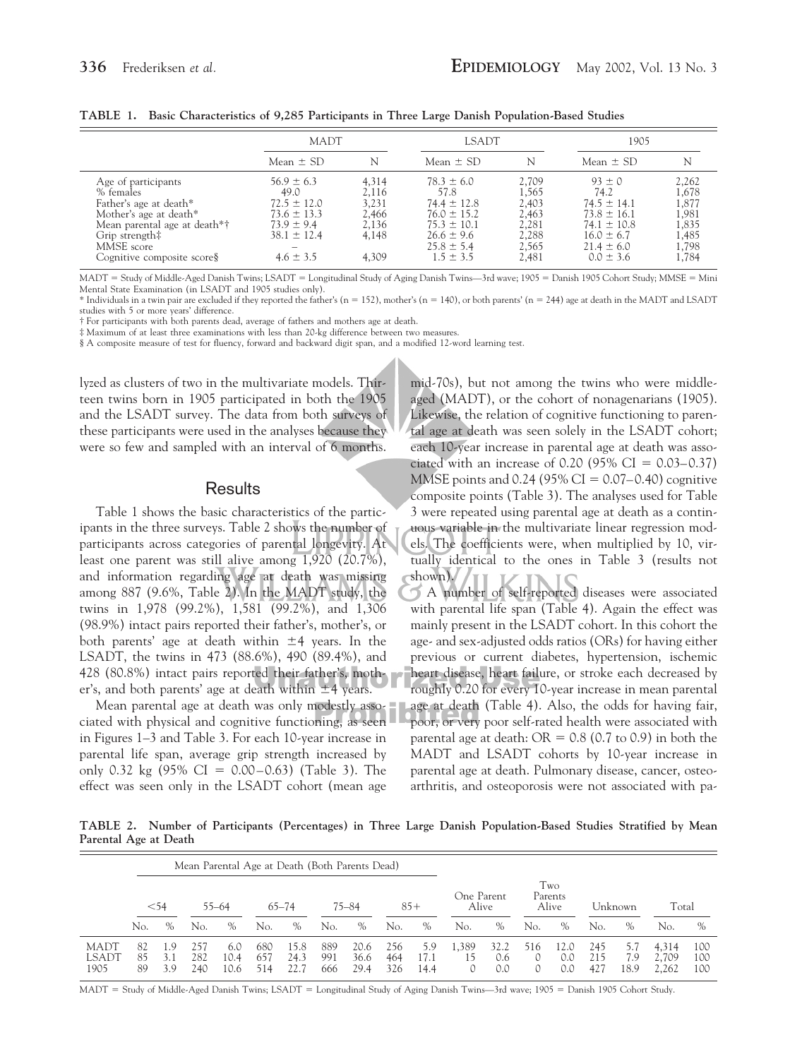**TABLE 1. Basic Characteristics of 9,285 Participants in Three Large Danish Population-Based Studies**

| | MADT | | LSADT | | 1905 | |
|---|---|---|---|---|---|---|
| | Mean ± SD | N | Mean ± SD | N | Mean ± SD | N |
| Age of participants | 56.9 ± 6.3 | 4,314 | 78.3 ± 6.0 | 2,709 | 93 ± 0 | 2,262 |
| % females | 49.0 | 2,116 | 57.8 | 1,565 | 74.2 | 1,678 |
| Father's age at death* | 72.5 ± 12.0 | 3,231 | 74.4 ± 12.8 | 2,403 | 74.5 ± 14.1 | 1,877 |
| Mother's age at death* | 73.6 ± 13.3 | 2,466 | 76.0 ± 15.2 | 2,463 | 73.8 ± 16.1 | 1,981 |
| Mean parental age at death*† | 73.9 ± 9.4 | 2,136 | 75.3 ± 10.1 | 2,281 | 74.1 ± 10.8 | 1,835 |
| Grip strength‡ | 38.1 ± 12.4 | 4,148 | 26.6 ± 9.6 | 2,288 | 16.0 ± 6.7 | 1,485 |
| MMSE score | – | | 25.8 ± 5.4 | 2,565 | 21.4 ± 6.0 | 1,798 |
| Cognitive composite score§ | 4.6 ± 3.5 | 4,309 | 1.5 ± 3.5 | 2,481 | 0.0 ± 3.6 | 1,784 |

MADT = Study of Middle-Aged Danish Twins; LSADT = Longitudinal Study of Aging Danish Twins—3rd wave; 1905 = Danish 1905 Cohort Study; MMSE = Mini Mental State Examination (in LSADT and 1905 studies only).

\* Individuals in a twin pair are excluded if they reported the father's (n = 152), mother's (n = 140), or both parents' (n = 244) age at death in the MADT and LSADT studies with 5 or more years' difference.

† For participants with both parents dead, average of fathers and mothers age at death.

‡ Maximum of at least three examinations with less than 20-kg difference between two measures.

§ A composite measure of test for fluency, forward and backward digit span, and a modified 12-word learning test.

lyzed as clusters of two in the multivariate models. Thirteen twins born in 1905 participated in both the 1905 and the LSADT survey. The data from both surveys of these participants were used in the analyses because they were so few and sampled with an interval of 6 months.

## Results

Table 1 shows the basic characteristics of the participants in the three surveys. Table 2 shows the number of participants across categories of parental longevity. At least one parent was still alive among 1,920 (20.7%), and information regarding age at death was missing among 887 (9.6%, Table 2). In the MADT study, the twins in 1,978 (99.2%), 1,581 (99.2%), and 1,306 (98.9%) intact pairs reported their father's, mother's, or both parents' age at death within ±4 years. In the LSADT, the twins in 473 (88.6%), 490 (89.4%), and 428 (80.8%) intact pairs reported their father's, mother's, and both parents' age at death within ±4 years.

Mean parental age at death was only modestly associated with physical and cognitive functioning, as seen in Figures 1–3 and Table 3. For each 10-year increase in parental life span, average grip strength increased by only 0.32 kg (95% CI = 0.00–0.63) (Table 3). The effect was seen only in the LSADT cohort (mean age mid-70s), but not among the twins who were middle-aged (MADT), or the cohort of nonagenarians (1905). Likewise, the relation of cognitive functioning to parental age at death was seen solely in the LSADT cohort; each 10-year increase in parental age at death was associated with an increase of 0.20 (95% CI = 0.03–0.37) MMSE points and 0.24 (95% CI = 0.07–0.40) cognitive composite points (Table 3). The analyses used for Table 3 were repeated using parental age at death as a continuous variable in the multivariate linear regression models. The coefficients were, when multiplied by 10, virtually identical to the ones in Table 3 (results not shown).

A number of self-reported diseases were associated with parental life span (Table 4). Again the effect was mainly present in the LSADT cohort. In this cohort the age- and sex-adjusted odds ratios (ORs) for having either previous or current diabetes, hypertension, ischemic heart disease, heart failure, or stroke each decreased by roughly 0.20 for every 10-year increase in mean parental age at death (Table 4). Also, the odds for having fair, poor, or very poor self-rated health were associated with parental age at death: OR = 0.8 (0.7 to 0.9) in both the MADT and LSADT cohorts by 10-year increase in parental age at death. Pulmonary disease, cancer, osteoarthritis, and osteoporosis were not associated with pa-

**TABLE 2. Number of Participants (Percentages) in Three Large Danish Population-Based Studies Stratified by Mean Parental Age at Death**

| | Mean Parental Age at Death (Both Parents Dead) | | | | | | | | | | | | | | | | | |
|---|---|---|---|---|---|---|---|---|---|---|---|---|---|---|---|---|---|---|
| | <54 | | 55–64 | | 65–74 | | 75–84 | | 85+ | | One Parent Alive | | Two Parents Alive | | Unknown | | Total | |
| | No. | % | No. | % | No. | % | No. | % | No. | % | No. | % | No. | % | No. | % | No. | % |
| MADT | 82 | 1.9 | 257 | 6.0 | 680 | 15.8 | 889 | 20.6 | 256 | 5.9 | 1,389 | 32.2 | 516 | 12.0 | 245 | 5.7 | 4,314 | 100 |
| LSADT | 85 | 3.1 | 282 | 10.4 | 657 | 24.3 | 991 | 36.6 | 464 | 17.1 | 15 | 0.6 | 0 | 0.0 | 215 | 7.9 | 2,709 | 100 |
| 1905 | 89 | 3.9 | 240 | 10.6 | 514 | 22.7 | 666 | 29.4 | 326 | 14.4 | 0 | 0.0 | 0 | 0.0 | 427 | 18.9 | 2,262 | 100 |

MADT = Study of Middle-Aged Danish Twins; LSADT = Longitudinal Study of Aging Danish Twins—3rd wave; 1905 = Danish 1905 Cohort Study.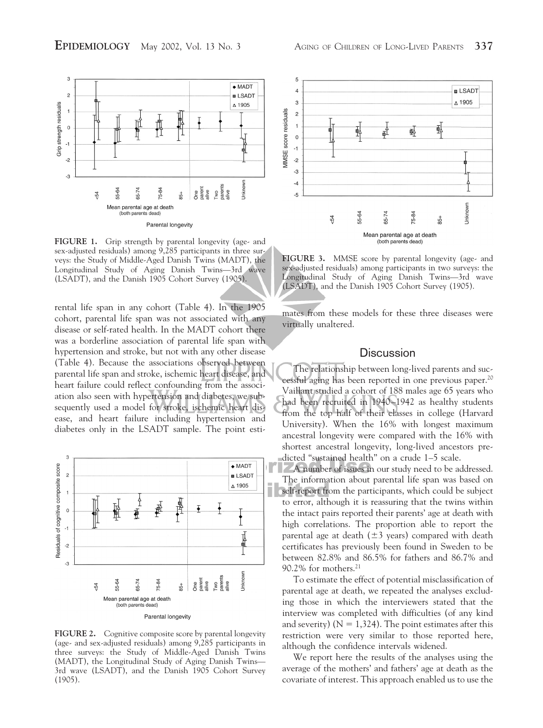FIGURE 1. Grip strength by parental longevity (age- and sex-adjusted residuals) among 9,285 participants in three surveys: the Study of Middle-Aged Danish Twins (MADT), the Longitudinal Study of Aging Danish Twins—3rd wave (LSADT), and the Danish 1905 Cohort Survey (1905).

rental life span in any cohort (Table 4). In the 1905 cohort, parental life span was not associated with any disease or self-rated health. In the MADT cohort there was a borderline association of parental life span with hypertension and stroke, but not with any other disease (Table 4). Because the associations observed between parental life span and stroke, ischemic heart disease, and heart failure could reflect confounding from the association also seen with hypertension and diabetes, we subsequently used a model for stroke, ischemic heart disease, and heart failure including hypertension and diabetes only in the LSADT sample. The point estimates from these models for these three diseases were virtually unaltered.

FIGURE 2. Cognitive composite score by parental longevity (age- and sex-adjusted residuals) among 9,285 participants in three surveys: the Study of Middle-Aged Danish Twins (MADT), the Longitudinal Study of Aging Danish Twins—3rd wave (LSADT), and the Danish 1905 Cohort Survey (1905).

FIGURE 3. MMSE score by parental longevity (age- and sex-adjusted residuals) among participants in two surveys: the Longitudinal Study of Aging Danish Twins—3rd wave (LSADT), and the Danish 1905 Cohort Survey (1905).

## Discussion

The relationship between long-lived parents and successful aging has been reported in one previous paper.[20] Vaillant studied a cohort of 188 males age 65 years who had been recruited in 1940–1942 as healthy students from the top half of their classes in college (Harvard University). When the 16% with longest maximum ancestral longevity were compared with the 16% with shortest ancestral longevity, long-lived ancestors predicted "sustained health" on a crude 1–5 scale.

A number of issues in our study need to be addressed. The information about parental life span was based on self-report from the participants, which could be subject to error, although it is reassuring that the twins within the intact pairs reported their parents' age at death with high correlations. The proportion able to report the parental age at death (±3 years) compared with death certificates has previously been found in Sweden to be between 82.8% and 86.5% for fathers and 86.7% and 90.2% for mothers.[21]

To estimate the effect of potential misclassification of parental age at death, we repeated the analyses excluding those in which the interviewers stated that the interview was completed with difficulties (of any kind and severity) (N = 1,324). The point estimates after this restriction were very similar to those reported here, although the confidence intervals widened.

We report here the results of the analyses using the average of the mothers' and fathers' age at death as the covariate of interest. This approach enabled us to use the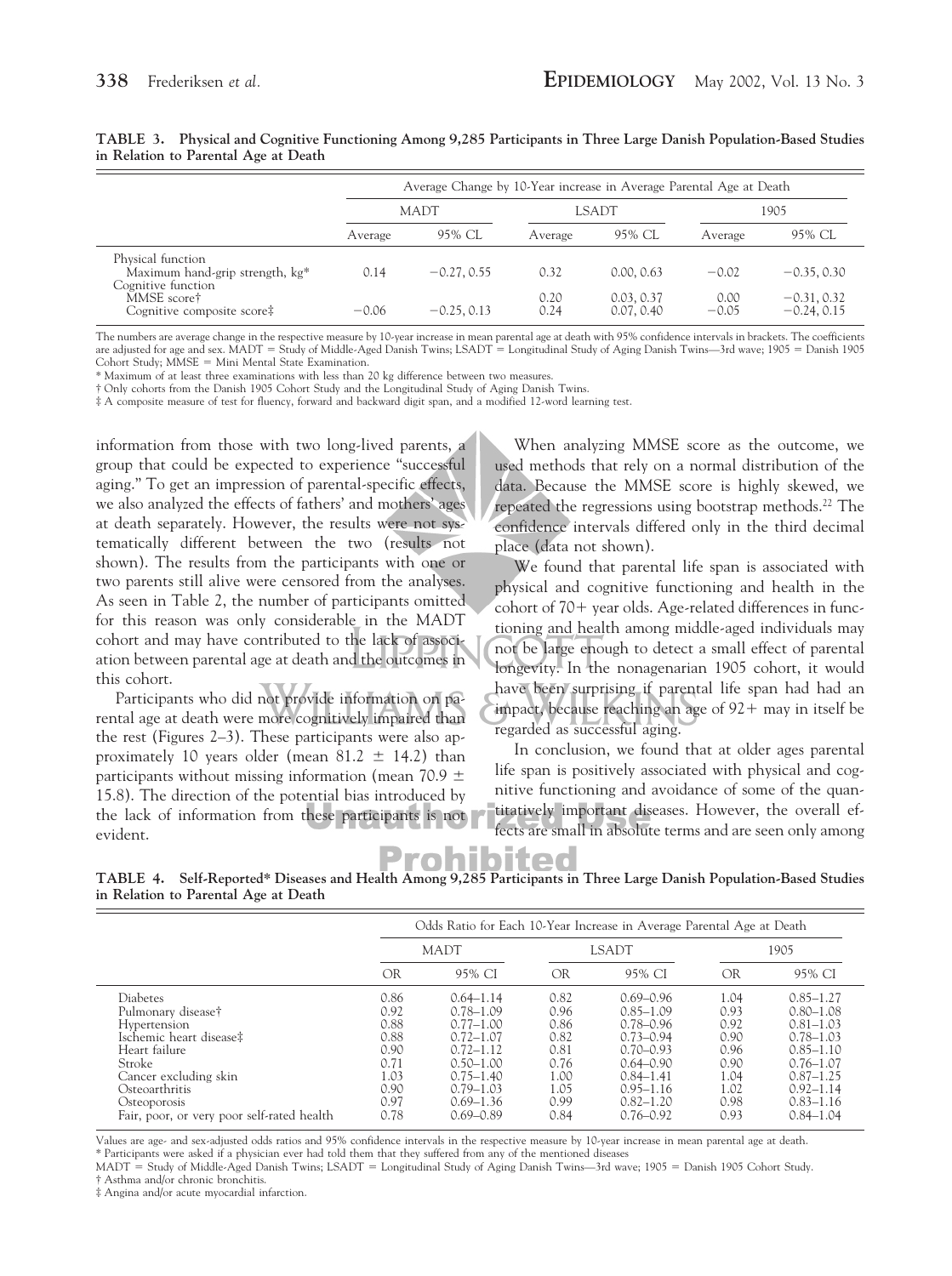**TABLE 3. Physical and Cognitive Functioning Among 9,285 Participants in Three Large Danish Population-Based Studies in Relation to Parental Age at Death**

| | Average Change by 10-Year increase in Average Parental Age at Death | | | | | |
|---|---|---|---|---|---|---|
| | MADT | | LSADT | | 1905 | |
| | Average | 95% CL | Average | 95% CL | Average | 95% CL |
| Physical function | | | | | | |
| Maximum hand-grip strength, kg* | 0.14 | −0.27, 0.55 | 0.32 | 0.00, 0.63 | −0.02 | −0.35, 0.30 |
| Cognitive function | | | | | | |
| MMSE score† | | | 0.20 | 0.03, 0.37 | 0.00 | −0.31, 0.32 |
| Cognitive composite score‡ | −0.06 | −0.25, 0.13 | 0.24 | 0.07, 0.40 | −0.05 | −0.24, 0.15 |

The numbers are average change in the respective measure by 10-year increase in mean parental age at death with 95% confidence intervals in brackets. The coefficients are adjusted for age and sex. MADT = Study of Middle-Aged Danish Twins; LSADT = Longitudinal Study of Aging Danish Twins—3rd wave; 1905 = Danish 1905 Cohort Study; MMSE = Mini Mental State Examination.

\* Maximum of at least three examinations with less than 20 kg difference between two measures.

† Only cohorts from the Danish 1905 Cohort Study and the Longitudinal Study of Aging Danish Twins.

‡ A composite measure of test for fluency, forward and backward digit span, and a modified 12-word learning test.

information from those with two long-lived parents, a group that could be expected to experience "successful aging." To get an impression of parental-specific effects, we also analyzed the effects of fathers' and mothers' ages at death separately. However, the results were not systematically different between the two (results not shown). The results from the participants with one or two parents still alive were censored from the analyses. As seen in Table 2, the number of participants omitted for this reason was only considerable in the MADT cohort and may have contributed to the lack of association between parental age at death and the outcomes in this cohort.

Participants who did not provide information on parental age at death were more cognitively impaired than the rest (Figures 2–3). These participants were also approximately 10 years older (mean 81.2 ± 14.2) than participants without missing information (mean 70.9 ± 15.8). The direction of the potential bias introduced by the lack of information from these participants is not evident.

When analyzing MMSE score as the outcome, we used methods that rely on a normal distribution of the data. Because the MMSE score is highly skewed, we repeated the regressions using bootstrap methods.[22] The confidence intervals differed only in the third decimal place (data not shown).

We found that parental life span is associated with physical and cognitive functioning and health in the cohort of 70+ year olds. Age-related differences in functioning and health among middle-aged individuals may not be large enough to detect a small effect of parental longevity. In the nonagenarian 1905 cohort, it would have been surprising if parental life span had had an impact, because reaching an age of 92+ may in itself be regarded as successful aging.

In conclusion, we found that at older ages parental life span is positively associated with physical and cognitive functioning and avoidance of some of the quantitatively important diseases. However, the overall effects are small in absolute terms and are seen only among

**TABLE 4. Self-Reported* Diseases and Health Among 9,285 Participants in Three Large Danish Population-Based Studies in Relation to Parental Age at Death**

| | Odds Ratio for Each 10-Year Increase in Average Parental Age at Death | | | | | |
|---|---|---|---|---|---|---|
| | MADT | | LSADT | | 1905 | |
| | OR | 95% CI | OR | 95% CI | OR | 95% CI |
| Diabetes | 0.86 | 0.64–1.14 | 0.82 | 0.69–0.96 | 1.04 | 0.85–1.27 |
| Pulmonary disease† | 0.92 | 0.78–1.09 | 0.96 | 0.85–1.09 | 0.93 | 0.80–1.08 |
| Hypertension | 0.88 | 0.77–1.00 | 0.86 | 0.78–0.96 | 0.92 | 0.81–1.03 |
| Ischemic heart disease‡ | 0.88 | 0.72–1.07 | 0.82 | 0.73–0.94 | 0.90 | 0.78–1.03 |
| Heart failure | 0.90 | 0.72–1.12 | 0.81 | 0.70–0.93 | 0.96 | 0.85–1.10 |
| Stroke | 0.71 | 0.50–1.00 | 0.76 | 0.64–0.90 | 0.90 | 0.76–1.07 |
| Cancer excluding skin | 1.03 | 0.75–1.40 | 1.00 | 0.84–1.41 | 1.04 | 0.87–1.25 |
| Osteoarthritis | 0.90 | 0.79–1.03 | 1.05 | 0.95–1.16 | 1.02 | 0.92–1.14 |
| Osteoporosis | 0.97 | 0.69–1.36 | 0.99 | 0.82–1.20 | 0.98 | 0.83–1.16 |
| Fair, poor, or very poor self-rated health | 0.78 | 0.69–0.89 | 0.84 | 0.76–0.92 | 0.93 | 0.84–1.04 |

Values are age- and sex-adjusted odds ratios and 95% confidence intervals in the respective measure by 10-year increase in mean parental age at death.

\* Participants were asked if a physician ever had told them that they suffered from any of the mentioned diseases

MADT = Study of Middle-Aged Danish Twins; LSADT = Longitudinal Study of Aging Danish Twins—3rd wave; 1905 = Danish 1905 Cohort Study.

† Asthma and/or chronic bronchitis.

‡ Angina and/or acute myocardial infarction.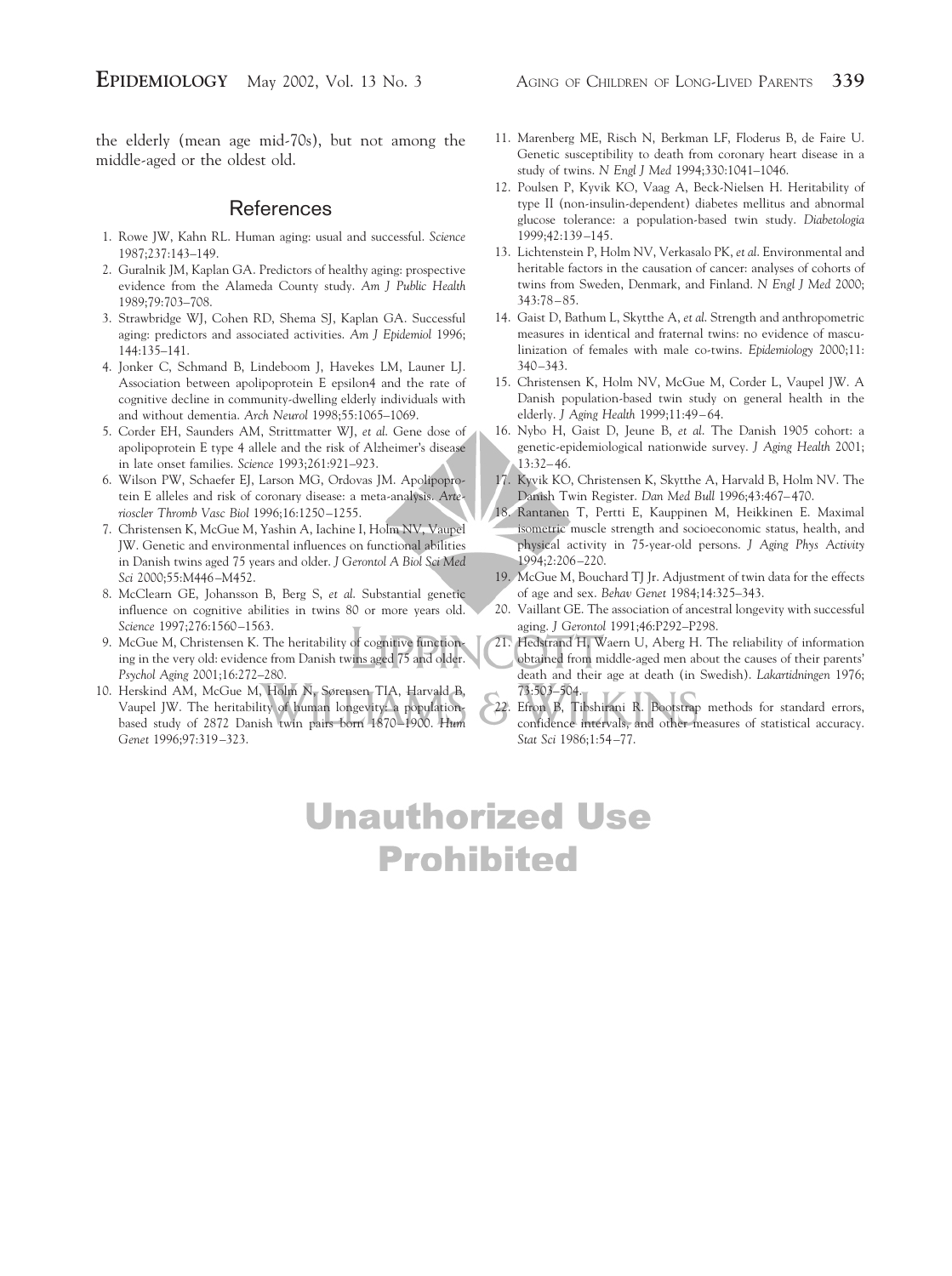the elderly (mean age mid-70s), but not among the middle-aged or the oldest old.

## References

1. Rowe JW, Kahn RL. Human aging: usual and successful. *Science* 1987;237:143–149.
2. Guralnik JM, Kaplan GA. Predictors of healthy aging: prospective evidence from the Alameda County study. *Am J Public Health* 1989;79:703–708.
3. Strawbridge WJ, Cohen RD, Shema SJ, Kaplan GA. Successful aging: predictors and associated activities. *Am J Epidemiol* 1996; 144:135–141.
4. Jonker C, Schmand B, Lindeboom J, Havekes LM, Launer LJ. Association between apolipoprotein E epsilon4 and the rate of cognitive decline in community-dwelling elderly individuals with and without dementia. *Arch Neurol* 1998;55:1065–1069.
5. Corder EH, Saunders AM, Strittmatter WJ, *et al.* Gene dose of apolipoprotein E type 4 allele and the risk of Alzheimer's disease in late onset families. *Science* 1993;261:921–923.
6. Wilson PW, Schaefer EJ, Larson MG, Ordovas JM. Apolipoprotein E alleles and risk of coronary disease: a meta-analysis. *Arterioscler Thromb Vasc Biol* 1996;16:1250–1255.
7. Christensen K, McGue M, Yashin A, Iachine I, Holm NV, Vaupel JW. Genetic and environmental influences on functional abilities in Danish twins aged 75 years and older. *J Gerontol A Biol Sci Med Sci* 2000;55:M446–M452.
8. McClearn GE, Johansson B, Berg S, *et al.* Substantial genetic influence on cognitive abilities in twins 80 or more years old. *Science* 1997;276:1560–1563.
9. McGue M, Christensen K. The heritability of cognitive functioning in the very old: evidence from Danish twins aged 75 and older. *Psychol Aging* 2001;16:272–280.
10. Herskind AM, McGue M, Holm N, Sørensen TIA, Harvald B, Vaupel JW. The heritability of human longevity: a population-based study of 2872 Danish twin pairs born 1870–1900. *Hum Genet* 1996;97:319–323.
11. Marenberg ME, Risch N, Berkman LF, Floderus B, de Faire U. Genetic susceptibility to death from coronary heart disease in a study of twins. *N Engl J Med* 1994;330:1041–1046.
12. Poulsen P, Kyvik KO, Vaag A, Beck-Nielsen H. Heritability of type II (non-insulin-dependent) diabetes mellitus and abnormal glucose tolerance: a population-based twin study. *Diabetologia* 1999;42:139–145.
13. Lichtenstein P, Holm NV, Verkasalo PK, *et al.* Environmental and heritable factors in the causation of cancer: analyses of cohorts of twins from Sweden, Denmark, and Finland. *N Engl J Med* 2000; 343:78–85.
14. Gaist D, Bathum L, Skytthe A, *et al.* Strength and anthropometric measures in identical and fraternal twins: no evidence of masculinization of females with male co-twins. *Epidemiology* 2000;11: 340–343.
15. Christensen K, Holm NV, McGue M, Corder L, Vaupel JW. A Danish population-based twin study on general health in the elderly. *J Aging Health* 1999;11:49–64.
16. Nybo H, Gaist D, Jeune B, *et al.* The Danish 1905 cohort: a genetic-epidemiological nationwide survey. *J Aging Health* 2001; 13:32–46.
17. Kyvik KO, Christensen K, Skytthe A, Harvald B, Holm NV. The Danish Twin Register. *Dan Med Bull* 1996;43:467–470.
18. Rantanen T, Pertti E, Kauppinen M, Heikkinen E. Maximal isometric muscle strength and socioeconomic status, health, and physical activity in 75-year-old persons. *J Aging Phys Activity* 1994;2:206–220.
19. McGue M, Bouchard TJ Jr. Adjustment of twin data for the effects of age and sex. *Behav Genet* 1984;14:325–343.
20. Vaillant GE. The association of ancestral longevity with successful aging. *J Gerontol* 1991;46:P292–P298.
21. Hedstrand H, Waern U, Aberg H. The reliability of information obtained from middle-aged men about the causes of their parents' death and their age at death (in Swedish). *Lakartidningen* 1976; 73:503–504.
22. Efron B, Tibshirani R. Bootstrap methods for standard errors, confidence intervals, and other measures of statistical accuracy. *Stat Sci* 1986;1:54–77.